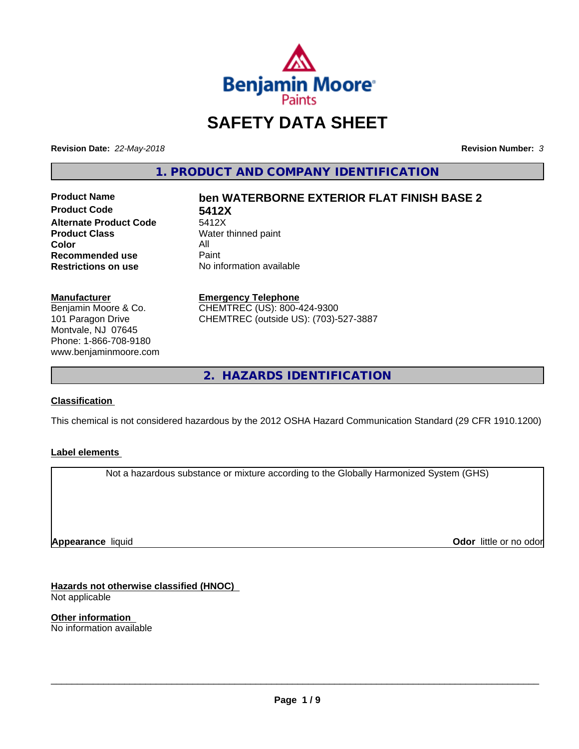Benjamin Moore Paints

# SAFETY DATA SHEET

**Revision Date:** *22-May-2018*

**Revision Number:** *3*

## 1. PRODUCT AND COMPANY IDENTIFICATION

| | |
|---|---|
| **Product Name** | **ben WATERBORNE EXTERIOR FLAT FINISH BASE 2** |
| **Product Code** | **5412X** |
| **Alternate Product Code** | 5412X |
| **Product Class** | Water thinned paint |
| **Color** | All |
| **Recommended use** | Paint |
| **Restrictions on use** | No information available |

**Manufacturer**
Benjamin Moore & Co.
101 Paragon Drive
Montvale, NJ 07645
Phone: 1-866-708-9180
www.benjaminmoore.com

**Emergency Telephone**
CHEMTREC (US): 800-424-9300
CHEMTREC (outside US): (703)-527-3887

## 2. HAZARDS IDENTIFICATION

### Classification

This chemical is not considered hazardous by the 2012 OSHA Hazard Communication Standard (29 CFR 1910.1200)

### Label elements

Not a hazardous substance or mixture according to the Globally Harmonized System (GHS)

**Appearance** liquid

**Odor** little or no odor

### Hazards not otherwise classified (HNOC)

Not applicable

### Other information

No information available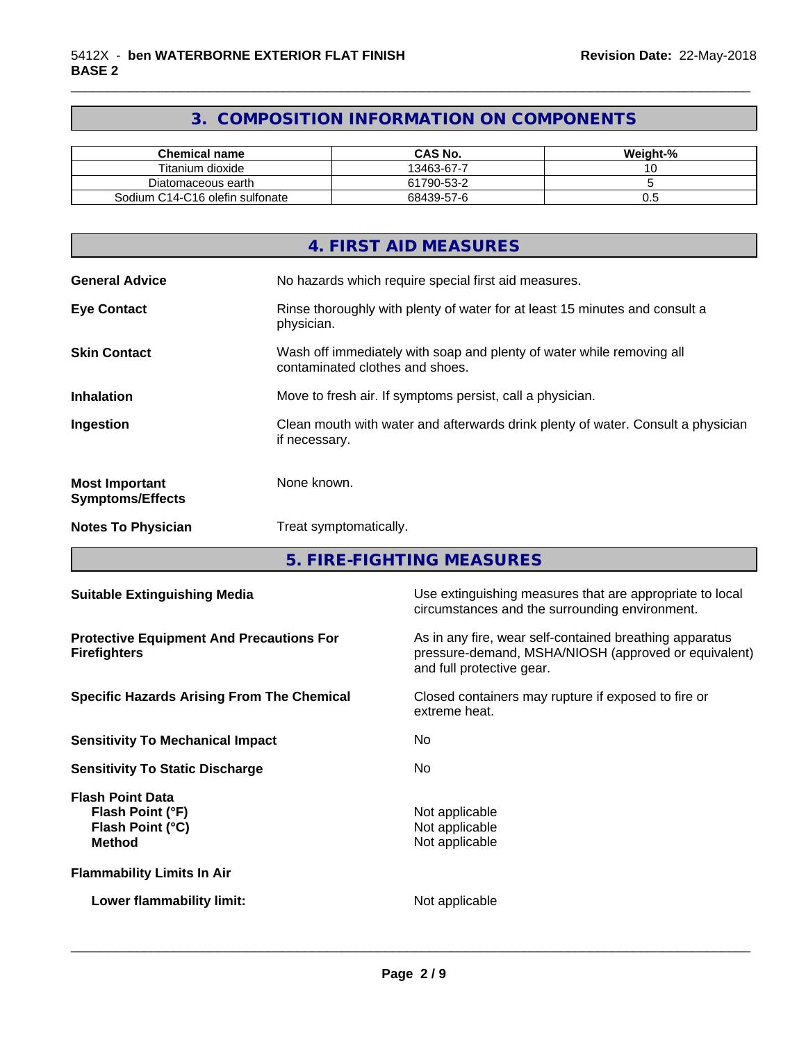## 3. COMPOSITION INFORMATION ON COMPONENTS

| Chemical name | CAS No. | Weight-% |
|---|---|---|
| Titanium dioxide | 13463-67-7 | 10 |
| Diatomaceous earth | 61790-53-2 | 5 |
| Sodium C14-C16 olefin sulfonate | 68439-57-6 | 0.5 |

## 4. FIRST AID MEASURES

**General Advice**
No hazards which require special first aid measures.

**Eye Contact**
Rinse thoroughly with plenty of water for at least 15 minutes and consult a physician.

**Skin Contact**
Wash off immediately with soap and plenty of water while removing all contaminated clothes and shoes.

**Inhalation**
Move to fresh air. If symptoms persist, call a physician.

**Ingestion**
Clean mouth with water and afterwards drink plenty of water. Consult a physician if necessary.

**Most Important Symptoms/Effects**
None known.

**Notes To Physician**
Treat symptomatically.

## 5. FIRE-FIGHTING MEASURES

**Suitable Extinguishing Media**
Use extinguishing measures that are appropriate to local circumstances and the surrounding environment.

**Protective Equipment And Precautions For Firefighters**
As in any fire, wear self-contained breathing apparatus pressure-demand, MSHA/NIOSH (approved or equivalent) and full protective gear.

**Specific Hazards Arising From The Chemical**
Closed containers may rupture if exposed to fire or extreme heat.

**Sensitivity To Mechanical Impact**
No

**Sensitivity To Static Discharge**
No

**Flash Point Data**
**Flash Point (°F)** Not applicable
**Flash Point (°C)** Not applicable
**Method** Not applicable

**Flammability Limits In Air**

**Lower flammability limit:** Not applicable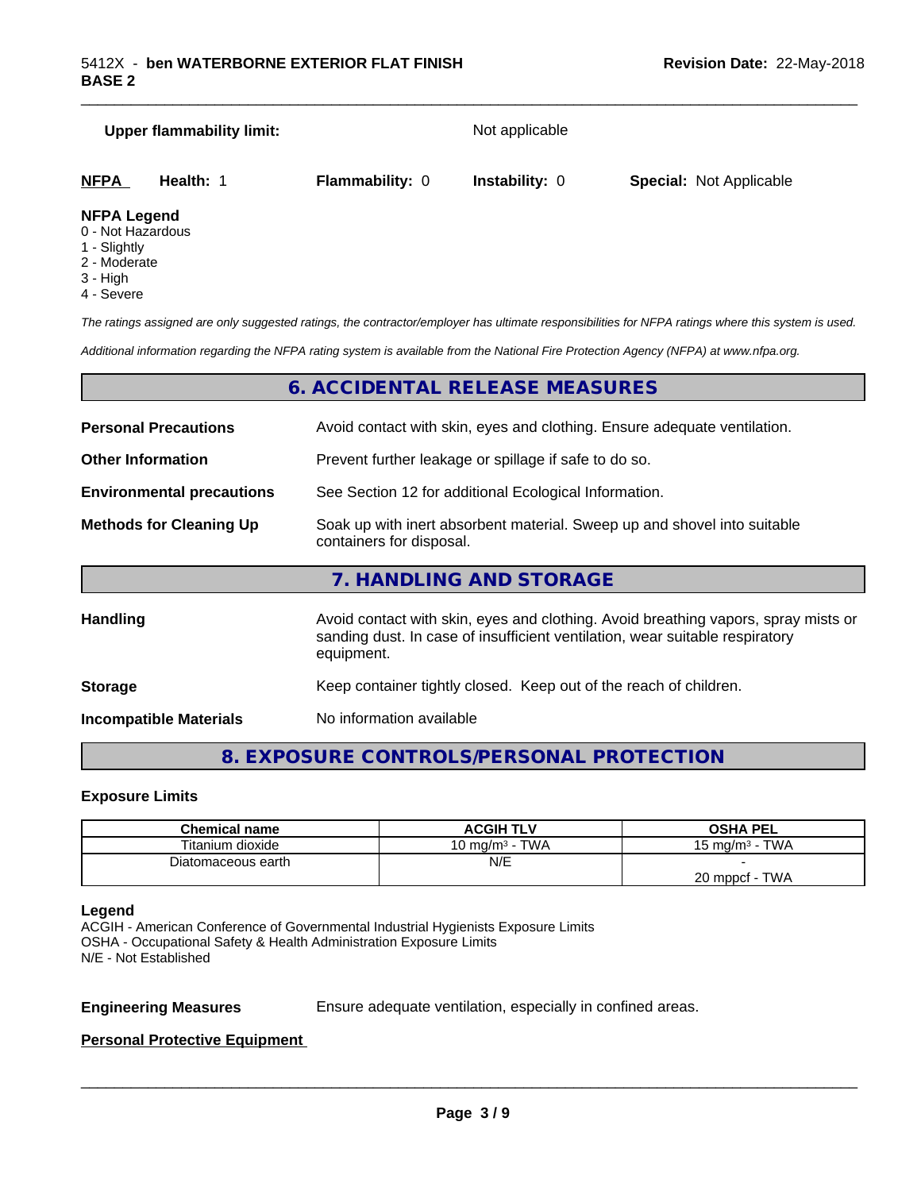**Upper flammability limit:** Not applicable

| **NFPA** | **Health:** 1 | **Flammability:** 0 | **Instability:** 0 | **Special:** Not Applicable |
|---|---|---|---|---|

**NFPA Legend**
0 - Not Hazardous
1 - Slightly
2 - Moderate
3 - High
4 - Severe

*The ratings assigned are only suggested ratings, the contractor/employer has ultimate responsibilities for NFPA ratings where this system is used.*

*Additional information regarding the NFPA rating system is available from the National Fire Protection Agency (NFPA) at www.nfpa.org.*

## 6. ACCIDENTAL RELEASE MEASURES

**Personal Precautions** Avoid contact with skin, eyes and clothing. Ensure adequate ventilation.

**Other Information** Prevent further leakage or spillage if safe to do so.

**Environmental precautions** See Section 12 for additional Ecological Information.

**Methods for Cleaning Up** Soak up with inert absorbent material. Sweep up and shovel into suitable containers for disposal.

## 7. HANDLING AND STORAGE

**Handling** Avoid contact with skin, eyes and clothing. Avoid breathing vapors, spray mists or sanding dust. In case of insufficient ventilation, wear suitable respiratory equipment.

**Storage** Keep container tightly closed. Keep out of the reach of children.

**Incompatible Materials** No information available

## 8. EXPOSURE CONTROLS/PERSONAL PROTECTION

### Exposure Limits

| Chemical name | ACGIH TLV | OSHA PEL |
|---|---|---|
| Titanium dioxide | 10 mg/m³ - TWA | 15 mg/m³ - TWA |
| Diatomaceous earth | N/E | -<br>20 mppcf - TWA |

**Legend**
ACGIH - American Conference of Governmental Industrial Hygienists Exposure Limits
OSHA - Occupational Safety & Health Administration Exposure Limits
N/E - Not Established

**Engineering Measures** Ensure adequate ventilation, especially in confined areas.

**Personal Protective Equipment**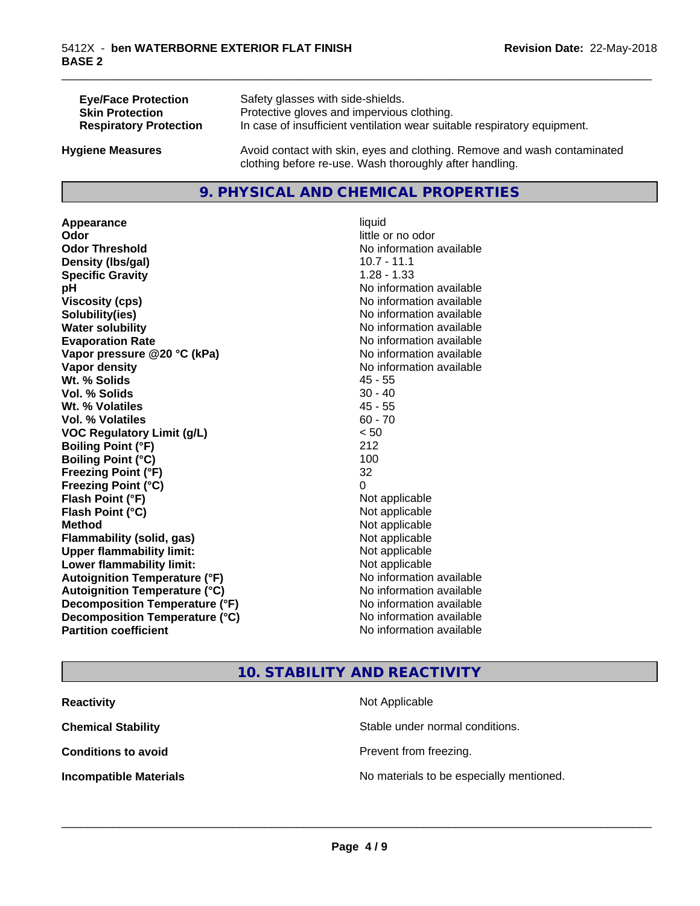| | |
|---|---|
| **Eye/Face Protection** | Safety glasses with side-shields. |
| **Skin Protection** | Protective gloves and impervious clothing. |
| **Respiratory Protection** | In case of insufficient ventilation wear suitable respiratory equipment. |

**Hygiene Measures** Avoid contact with skin, eyes and clothing. Remove and wash contaminated clothing before re-use. Wash thoroughly after handling.

## 9. PHYSICAL AND CHEMICAL PROPERTIES

| | |
|---|---|
| **Appearance** | liquid |
| **Odor** | little or no odor |
| **Odor Threshold** | No information available |
| **Density (lbs/gal)** | 10.7 - 11.1 |
| **Specific Gravity** | 1.28 - 1.33 |
| **pH** | No information available |
| **Viscosity (cps)** | No information available |
| **Solubility(ies)** | No information available |
| **Water solubility** | No information available |
| **Evaporation Rate** | No information available |
| **Vapor pressure @20 °C (kPa)** | No information available |
| **Vapor density** | No information available |
| **Wt. % Solids** | 45 - 55 |
| **Vol. % Solids** | 30 - 40 |
| **Wt. % Volatiles** | 45 - 55 |
| **Vol. % Volatiles** | 60 - 70 |
| **VOC Regulatory Limit (g/L)** | < 50 |
| **Boiling Point (°F)** | 212 |
| **Boiling Point (°C)** | 100 |
| **Freezing Point (°F)** | 32 |
| **Freezing Point (°C)** | 0 |
| **Flash Point (°F)** | Not applicable |
| **Flash Point (°C)** | Not applicable |
| **Method** | Not applicable |
| **Flammability (solid, gas)** | Not applicable |
| **Upper flammability limit:** | Not applicable |
| **Lower flammability limit:** | Not applicable |
| **Autoignition Temperature (°F)** | No information available |
| **Autoignition Temperature (°C)** | No information available |
| **Decomposition Temperature (°F)** | No information available |
| **Decomposition Temperature (°C)** | No information available |
| **Partition coefficient** | No information available |

## 10. STABILITY AND REACTIVITY

| | |
|---|---|
| **Reactivity** | Not Applicable |
| **Chemical Stability** | Stable under normal conditions. |
| **Conditions to avoid** | Prevent from freezing. |
| **Incompatible Materials** | No materials to be especially mentioned. |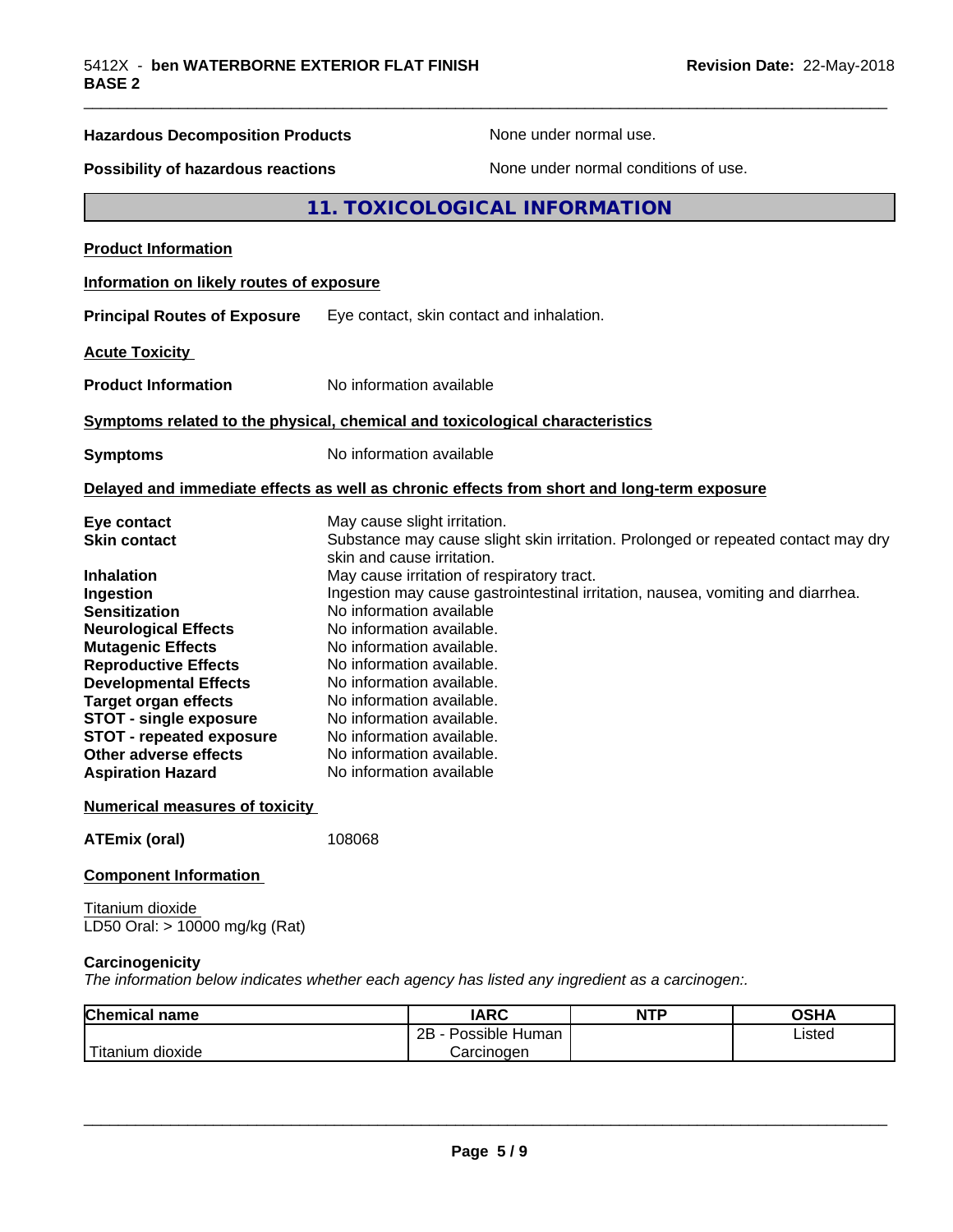**Hazardous Decomposition Products** None under normal use.

**Possibility of hazardous reactions** None under normal conditions of use.

## 11. TOXICOLOGICAL INFORMATION

**Product Information**

**Information on likely routes of exposure**

**Principal Routes of Exposure** Eye contact, skin contact and inhalation.

**Acute Toxicity**

**Product Information** No information available

**Symptoms related to the physical, chemical and toxicological characteristics**

**Symptoms** No information available

**Delayed and immediate effects as well as chronic effects from short and long-term exposure**

**Eye contact** May cause slight irritation.
**Skin contact** Substance may cause slight skin irritation. Prolonged or repeated contact may dry skin and cause irritation.
**Inhalation** May cause irritation of respiratory tract.
**Ingestion** Ingestion may cause gastrointestinal irritation, nausea, vomiting and diarrhea.
**Sensitization** No information available
**Neurological Effects** No information available.
**Mutagenic Effects** No information available.
**Reproductive Effects** No information available.
**Developmental Effects** No information available.
**Target organ effects** No information available.
**STOT - single exposure** No information available.
**STOT - repeated exposure** No information available.
**Other adverse effects** No information available.
**Aspiration Hazard** No information available

**Numerical measures of toxicity**

**ATEmix (oral)** 108068

**Component Information**

Titanium dioxide
LD50 Oral: > 10000 mg/kg (Rat)

**Carcinogenicity**
*The information below indicates whether each agency has listed any ingredient as a carcinogen:.*

| Chemical name | IARC | NTP | OSHA |
|---|---|---|---|
| Titanium dioxide | 2B - Possible Human Carcinogen | | Listed |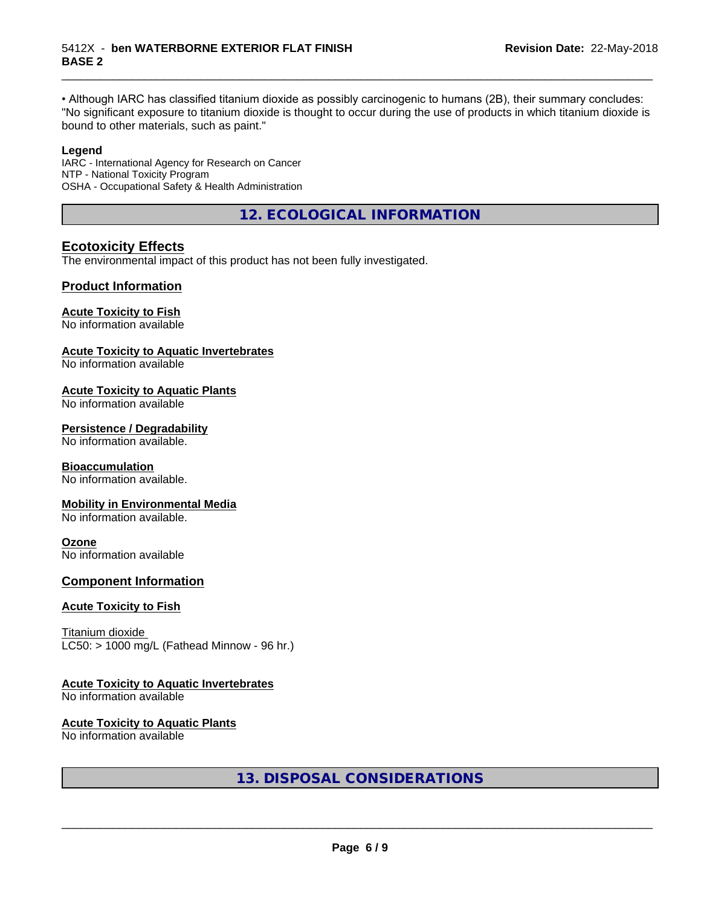• Although IARC has classified titanium dioxide as possibly carcinogenic to humans (2B), their summary concludes: "No significant exposure to titanium dioxide is thought to occur during the use of products in which titanium dioxide is bound to other materials, such as paint."

**Legend**

IARC - International Agency for Research on Cancer
NTP - National Toxicity Program
OSHA - Occupational Safety & Health Administration

## 12. ECOLOGICAL INFORMATION

### Ecotoxicity Effects

The environmental impact of this product has not been fully investigated.

### Product Information

**Acute Toxicity to Fish**
No information available

**Acute Toxicity to Aquatic Invertebrates**
No information available

**Acute Toxicity to Aquatic Plants**
No information available

**Persistence / Degradability**
No information available.

**Bioaccumulation**
No information available.

**Mobility in Environmental Media**
No information available.

**Ozone**
No information available

### Component Information

**Acute Toxicity to Fish**

Titanium dioxide
LC50: > 1000 mg/L (Fathead Minnow - 96 hr.)

**Acute Toxicity to Aquatic Invertebrates**
No information available

**Acute Toxicity to Aquatic Plants**
No information available

## 13. DISPOSAL CONSIDERATIONS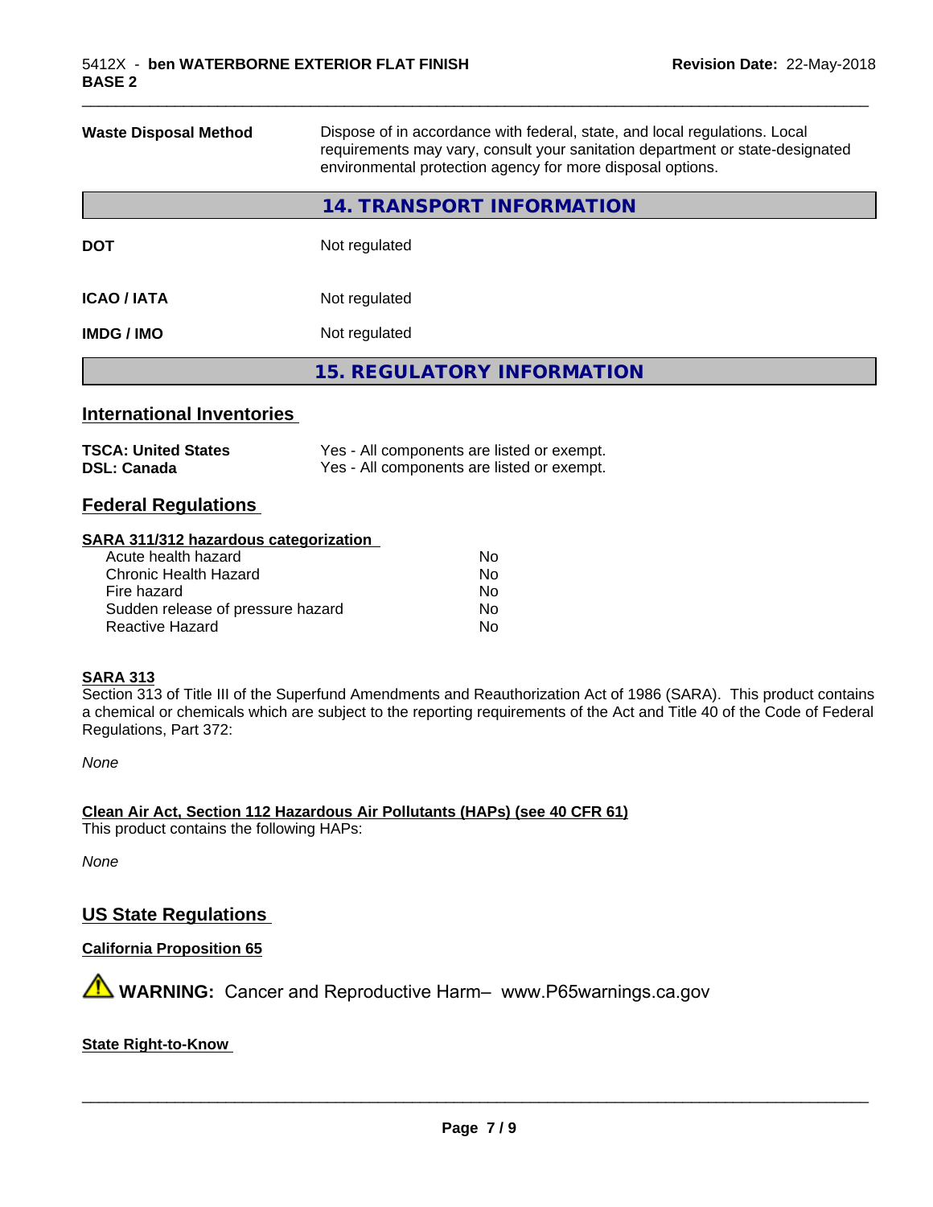| | |
|---|---|
| **Waste Disposal Method** | Dispose of in accordance with federal, state, and local regulations. Local requirements may vary, consult your sanitation department or state-designated environmental protection agency for more disposal options. |

## 14. TRANSPORT INFORMATION

| | |
|---|---|
| **DOT** | Not regulated |
| **ICAO / IATA** | Not regulated |
| **IMDG / IMO** | Not regulated |

## 15. REGULATORY INFORMATION

### International Inventories

| | |
|---|---|
| **TSCA: United States** | Yes - All components are listed or exempt. |
| **DSL: Canada** | Yes - All components are listed or exempt. |

### Federal Regulations

**SARA 311/312 hazardous categorization**

| | |
|---|---|
| Acute health hazard | No |
| Chronic Health Hazard | No |
| Fire hazard | No |
| Sudden release of pressure hazard | No |
| Reactive Hazard | No |

**SARA 313**

Section 313 of Title III of the Superfund Amendments and Reauthorization Act of 1986 (SARA). This product contains a chemical or chemicals which are subject to the reporting requirements of the Act and Title 40 of the Code of Federal Regulations, Part 372:

*None*

**Clean Air Act, Section 112 Hazardous Air Pollutants (HAPs) (see 40 CFR 61)**

This product contains the following HAPs:

*None*

### US State Regulations

**California Proposition 65**

⚠ **WARNING:** Cancer and Reproductive Harm– www.P65warnings.ca.gov

**State Right-to-Know**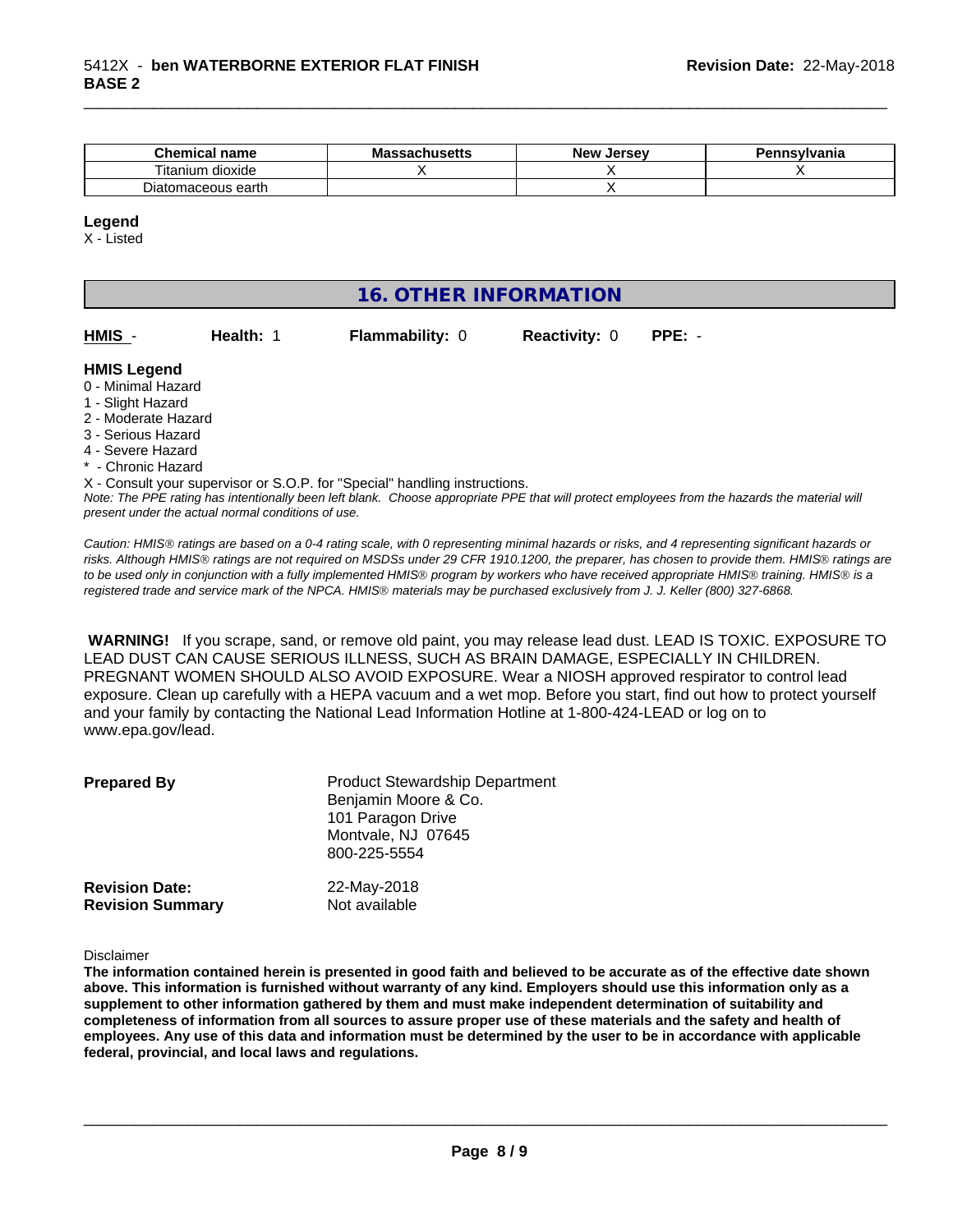| Chemical name | Massachusetts | New Jersey | Pennsylvania |
|---|---|---|---|
| Titanium dioxide | X | X | X |
| Diatomaceous earth | | X | |

**Legend**

X - Listed

## 16. OTHER INFORMATION

**HMIS** - **Health:** 1 **Flammability:** 0 **Reactivity:** 0 **PPE:** -

**HMIS Legend**

0 - Minimal Hazard
1 - Slight Hazard
2 - Moderate Hazard
3 - Serious Hazard
4 - Severe Hazard
* - Chronic Hazard
X - Consult your supervisor or S.O.P. for "Special" handling instructions.

*Note: The PPE rating has intentionally been left blank. Choose appropriate PPE that will protect employees from the hazards the material will present under the actual normal conditions of use.*

*Caution: HMIS® ratings are based on a 0-4 rating scale, with 0 representing minimal hazards or risks, and 4 representing significant hazards or risks. Although HMIS® ratings are not required on MSDSs under 29 CFR 1910.1200, the preparer, has chosen to provide them. HMIS® ratings are to be used only in conjunction with a fully implemented HMIS® program by workers who have received appropriate HMIS® training. HMIS® is a registered trade and service mark of the NPCA. HMIS® materials may be purchased exclusively from J. J. Keller (800) 327-6868.*

**WARNING!** If you scrape, sand, or remove old paint, you may release lead dust. LEAD IS TOXIC. EXPOSURE TO LEAD DUST CAN CAUSE SERIOUS ILLNESS, SUCH AS BRAIN DAMAGE, ESPECIALLY IN CHILDREN. PREGNANT WOMEN SHOULD ALSO AVOID EXPOSURE. Wear a NIOSH approved respirator to control lead exposure. Clean up carefully with a HEPA vacuum and a wet mop. Before you start, find out how to protect yourself and your family by contacting the National Lead Information Hotline at 1-800-424-LEAD or log on to www.epa.gov/lead.

**Prepared By**
Product Stewardship Department
Benjamin Moore & Co.
101 Paragon Drive
Montvale, NJ 07645
800-225-5554

**Revision Date:** 22-May-2018
**Revision Summary** Not available

Disclaimer

**The information contained herein is presented in good faith and believed to be accurate as of the effective date shown above. This information is furnished without warranty of any kind. Employers should use this information only as a supplement to other information gathered by them and must make independent determination of suitability and completeness of information from all sources to assure proper use of these materials and the safety and health of employees. Any use of this data and information must be determined by the user to be in accordance with applicable federal, provincial, and local laws and regulations.**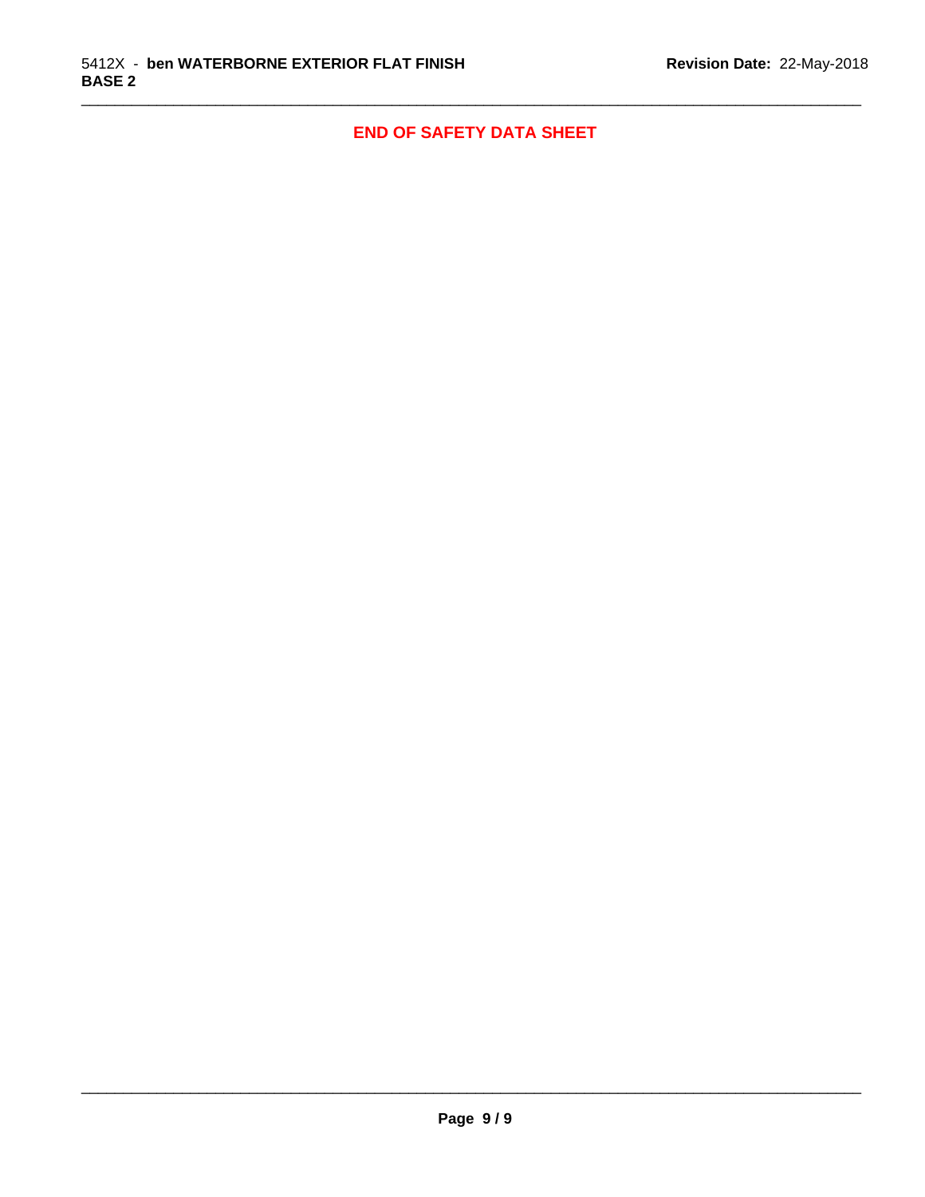**END OF SAFETY DATA SHEET**